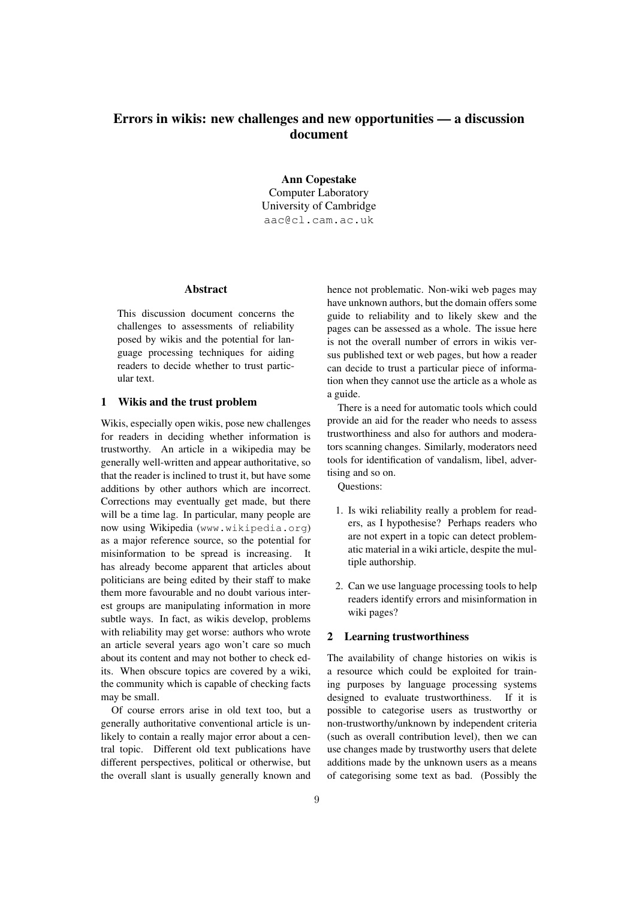# Errors in wikis: new challenges and new opportunities — a discussion document

**Ann Copestake**
Computer Laboratory
University of Cambridge
aac@cl.cam.ac.uk

## Abstract

This discussion document concerns the challenges to assessments of reliability posed by wikis and the potential for language processing techniques for aiding readers to decide whether to trust particular text.

## 1 Wikis and the trust problem

Wikis, especially open wikis, pose new challenges for readers in deciding whether information is trustworthy. An article in a wikipedia may be generally well-written and appear authoritative, so that the reader is inclined to trust it, but have some additions by other authors which are incorrect. Corrections may eventually get made, but there will be a time lag. In particular, many people are now using Wikipedia (www.wikipedia.org) as a major reference source, so the potential for misinformation to be spread is increasing. It has already become apparent that articles about politicians are being edited by their staff to make them more favourable and no doubt various interest groups are manipulating information in more subtle ways. In fact, as wikis develop, problems with reliability may get worse: authors who wrote an article several years ago won't care so much about its content and may not bother to check edits. When obscure topics are covered by a wiki, the community which is capable of checking facts may be small.

Of course errors arise in old text too, but a generally authoritative conventional article is unlikely to contain a really major error about a central topic. Different old text publications have different perspectives, political or otherwise, but the overall slant is usually generally known and hence not problematic. Non-wiki web pages may have unknown authors, but the domain offers some guide to reliability and to likely skew and the pages can be assessed as a whole. The issue here is not the overall number of errors in wikis versus published text or web pages, but how a reader can decide to trust a particular piece of information when they cannot use the article as a whole as a guide.

There is a need for automatic tools which could provide an aid for the reader who needs to assess trustworthiness and also for authors and moderators scanning changes. Similarly, moderators need tools for identification of vandalism, libel, advertising and so on.

Questions:

1. Is wiki reliability really a problem for readers, as I hypothesise? Perhaps readers who are not expert in a topic can detect problematic material in a wiki article, despite the multiple authorship.
2. Can we use language processing tools to help readers identify errors and misinformation in wiki pages?

## 2 Learning trustworthiness

The availability of change histories on wikis is a resource which could be exploited for training purposes by language processing systems designed to evaluate trustworthiness. If it is possible to categorise users as trustworthy or non-trustworthy/unknown by independent criteria (such as overall contribution level), then we can use changes made by trustworthy users that delete additions made by the unknown users as a means of categorising some text as bad. (Possibly the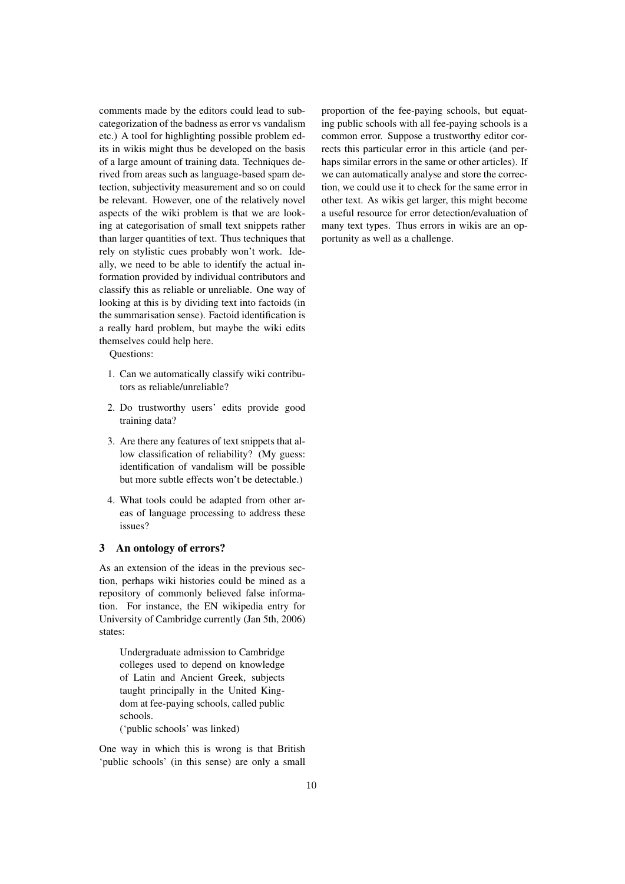comments made by the editors could lead to subcategorization of the badness as error vs vandalism etc.) A tool for highlighting possible problem edits in wikis might thus be developed on the basis of a large amount of training data. Techniques derived from areas such as language-based spam detection, subjectivity measurement and so on could be relevant. However, one of the relatively novel aspects of the wiki problem is that we are looking at categorisation of small text snippets rather than larger quantities of text. Thus techniques that rely on stylistic cues probably won't work. Ideally, we need to be able to identify the actual information provided by individual contributors and classify this as reliable or unreliable. One way of looking at this is by dividing text into factoids (in the summarisation sense). Factoid identification is a really hard problem, but maybe the wiki edits themselves could help here.

Questions:

1. Can we automatically classify wiki contributors as reliable/unreliable?
2. Do trustworthy users' edits provide good training data?
3. Are there any features of text snippets that allow classification of reliability? (My guess: identification of vandalism will be possible but more subtle effects won't be detectable.)
4. What tools could be adapted from other areas of language processing to address these issues?

## 3 An ontology of errors?

As an extension of the ideas in the previous section, perhaps wiki histories could be mined as a repository of commonly believed false information. For instance, the EN wikipedia entry for University of Cambridge currently (Jan 5th, 2006) states:

> Undergraduate admission to Cambridge colleges used to depend on knowledge of Latin and Ancient Greek, subjects taught principally in the United Kingdom at fee-paying schools, called public schools.
> ('public schools' was linked)

One way in which this is wrong is that British 'public schools' (in this sense) are only a small proportion of the fee-paying schools, but equating public schools with all fee-paying schools is a common error. Suppose a trustworthy editor corrects this particular error in this article (and perhaps similar errors in the same or other articles). If we can automatically analyse and store the correction, we could use it to check for the same error in other text. As wikis get larger, this might become a useful resource for error detection/evaluation of many text types. Thus errors in wikis are an opportunity as well as a challenge.